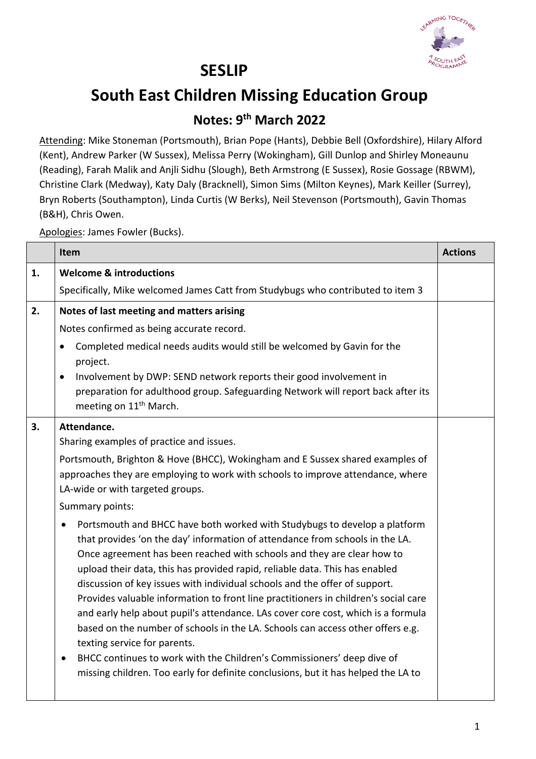# SESLIP

# South East Children Missing Education Group

## Notes: 9th March 2022

Attending: Mike Stoneman (Portsmouth), Brian Pope (Hants), Debbie Bell (Oxfordshire), Hilary Alford (Kent), Andrew Parker (W Sussex), Melissa Perry (Wokingham), Gill Dunlop and Shirley Moneaunu (Reading), Farah Malik and Anjli Sidhu (Slough), Beth Armstrong (E Sussex), Rosie Gossage (RBWM), Christine Clark (Medway), Katy Daly (Bracknell), Simon Sims (Milton Keynes), Mark Keiller (Surrey), Bryn Roberts (Southampton), Linda Curtis (W Berks), Neil Stevenson (Portsmouth), Gavin Thomas (B&H), Chris Owen.

Apologies: James Fowler (Bucks).

| | Item | Actions |
|---|---|---|
| 1. | **Welcome & introductions**<br>Specifically, Mike welcomed James Catt from Studybugs who contributed to item 3 | |
| 2. | **Notes of last meeting and matters arising**<br>Notes confirmed as being accurate record.<br>• Completed medical needs audits would still be welcomed by Gavin for the project.<br>• Involvement by DWP: SEND network reports their good involvement in preparation for adulthood group. Safeguarding Network will report back after its meeting on 11th March. | |
| 3. | **Attendance.**<br>Sharing examples of practice and issues.<br>Portsmouth, Brighton & Hove (BHCC), Wokingham and E Sussex shared examples of approaches they are employing to work with schools to improve attendance, where LA-wide or with targeted groups.<br>Summary points:<br>• Portsmouth and BHCC have both worked with Studybugs to develop a platform that provides 'on the day' information of attendance from schools in the LA. Once agreement has been reached with schools and they are clear how to upload their data, this has provided rapid, reliable data. This has enabled discussion of key issues with individual schools and the offer of support. Provides valuable information to front line practitioners in children's social care and early help about pupil's attendance. LAs cover core cost, which is a formula based on the number of schools in the LA. Schools can access other offers e.g. texting service for parents.<br>• BHCC continues to work with the Children's Commissioners' deep dive of missing children. Too early for definite conclusions, but it has helped the LA to | |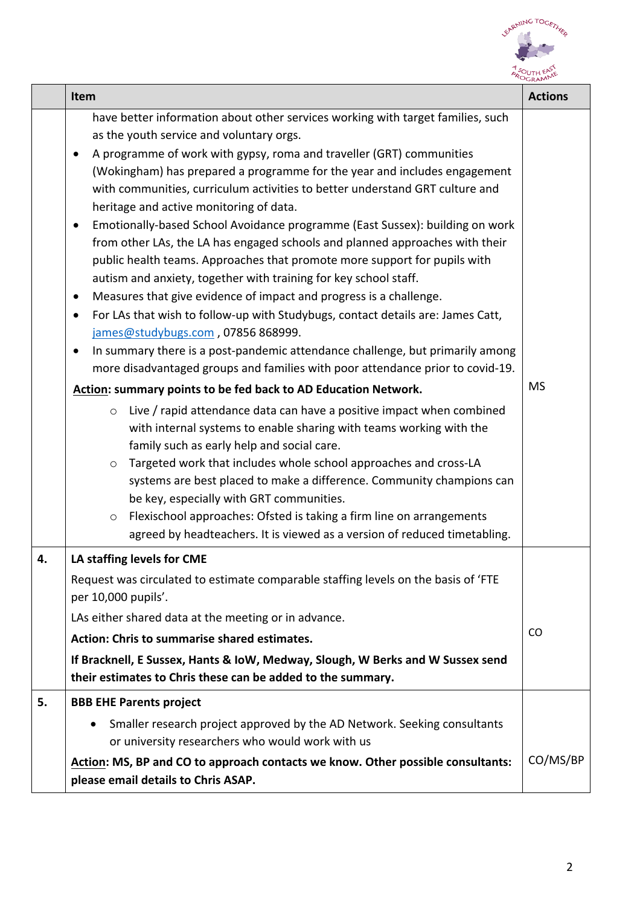| | Item | Actions |
|---|---|---|
| | have better information about other services working with target families, such as the youth service and voluntary orgs.<br>• A programme of work with gypsy, roma and traveller (GRT) communities (Wokingham) has prepared a programme for the year and includes engagement with communities, curriculum activities to better understand GRT culture and heritage and active monitoring of data.<br>• Emotionally-based School Avoidance programme (East Sussex): building on work from other LAs, the LA has engaged schools and planned approaches with their public health teams. Approaches that promote more support for pupils with autism and anxiety, together with training for key school staff.<br>• Measures that give evidence of impact and progress is a challenge.<br>• For LAs that wish to follow-up with Studybugs, contact details are: James Catt, james@studybugs.com , 07856 868999.<br>• In summary there is a post-pandemic attendance challenge, but primarily among more disadvantaged groups and families with poor attendance prior to covid-19.<br>**Action: summary points to be fed back to AD Education Network.**<br>○ Live / rapid attendance data can have a positive impact when combined with internal systems to enable sharing with teams working with the family such as early help and social care.<br>○ Targeted work that includes whole school approaches and cross-LA systems are best placed to make a difference. Community champions can be key, especially with GRT communities.<br>○ Flexischool approaches: Ofsted is taking a firm line on arrangements agreed by headteachers. It is viewed as a version of reduced timetabling. | MS |
| 4. | **LA staffing levels for CME**<br>Request was circulated to estimate comparable staffing levels on the basis of 'FTE per 10,000 pupils'.<br>LAs either shared data at the meeting or in advance.<br>**Action: Chris to summarise shared estimates.**<br>**If Bracknell, E Sussex, Hants & IoW, Medway, Slough, W Berks and W Sussex send their estimates to Chris these can be added to the summary.** | CO |
| 5. | **BBB EHE Parents project**<br>• Smaller research project approved by the AD Network. Seeking consultants or university researchers who would work with us<br>**Action: MS, BP and CO to approach contacts we know. Other possible consultants: please email details to Chris ASAP.** | CO/MS/BP |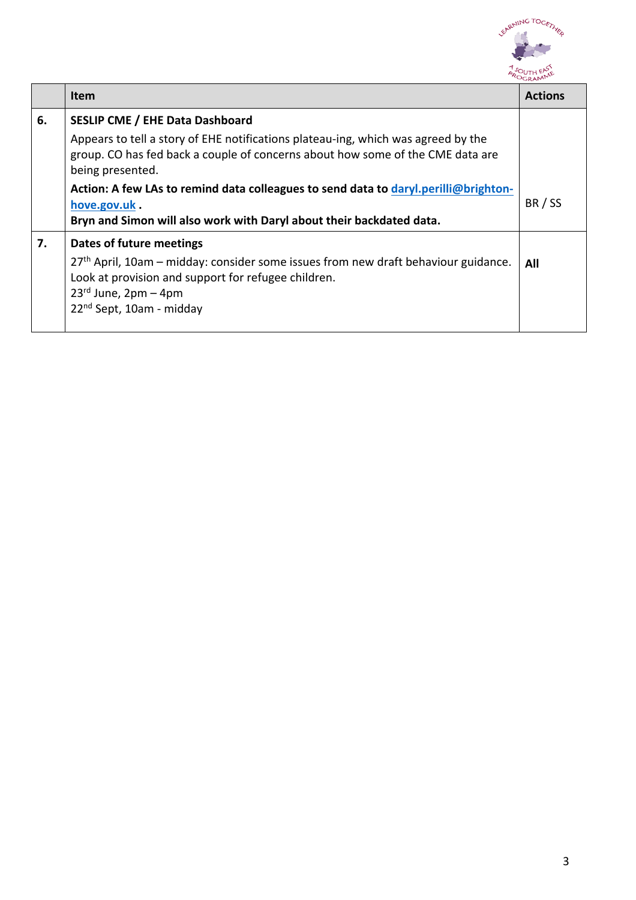| | Item | Actions |
|---|---|---|
| 6. | **SESLIP CME / EHE Data Dashboard**<br>Appears to tell a story of EHE notifications plateau-ing, which was agreed by the group. CO has fed back a couple of concerns about how some of the CME data are being presented.<br>**Action: A few LAs to remind data colleagues to send data to [daryl.perilli@brighton-hove.gov.uk](mailto:daryl.perilli@brighton-hove.gov.uk) .**<br>**Bryn and Simon will also work with Daryl about their backdated data.** | BR / SS |
| 7. | **Dates of future meetings**<br>27th April, 10am – midday: consider some issues from new draft behaviour guidance. Look at provision and support for refugee children.<br>23rd June, 2pm – 4pm<br>22nd Sept, 10am - midday | **All** |